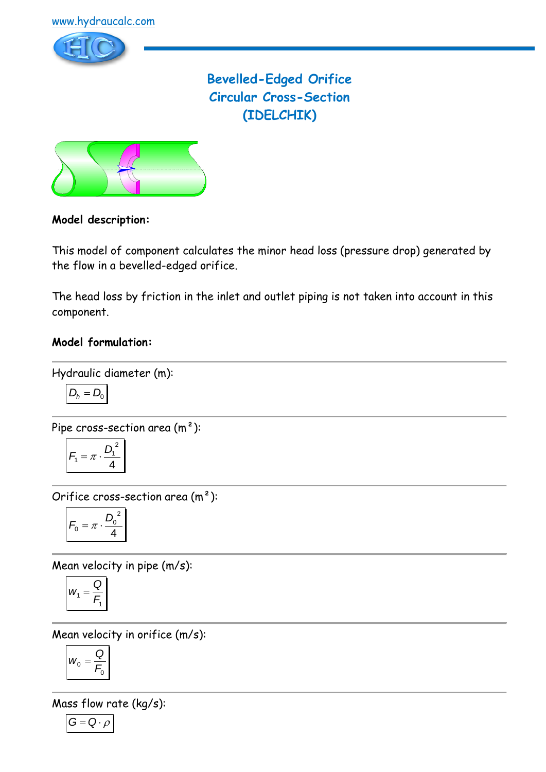www.hydraucalc.com

# Bevelled-Edged Orifice
# Circular Cross-Section
# (IDELCHIK)

**Model description:**

This model of component calculates the minor head loss (pressure drop) generated by the flow in a bevelled-edged orifice.

The head loss by friction in the inlet and outlet piping is not taken into account in this component.

**Model formulation:**

---

Hydraulic diameter (m):

$$D_h = D_0$$

---

Pipe cross-section area (m²):

$$F_1 = \pi \cdot \frac{D_1^2}{4}$$

---

Orifice cross-section area (m²):

$$F_0 = \pi \cdot \frac{D_0^2}{4}$$

---

Mean velocity in pipe (m/s):

$$w_1 = \frac{Q}{F_1}$$

---

Mean velocity in orifice (m/s):

$$w_0 = \frac{Q}{F_0}$$

---

Mass flow rate (kg/s):

$$G = Q \cdot \rho$$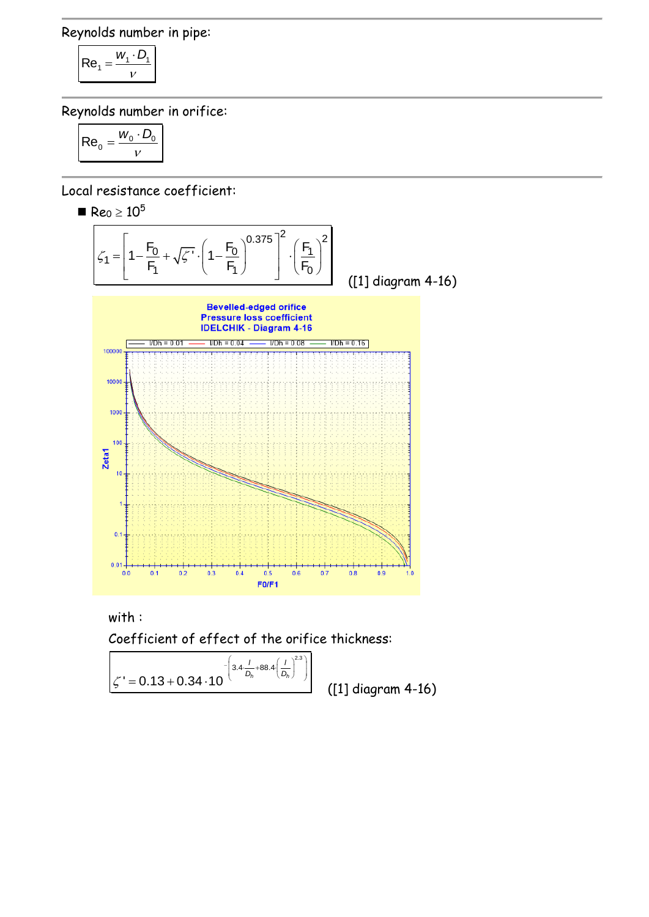Reynolds number in pipe:

$$Re_1 = \frac{w_1 \cdot D_1}{\nu}$$

Reynolds number in orifice:

$$Re_0 = \frac{w_0 \cdot D_0}{\nu}$$

Local resistance coefficient:

- $Re_0 \geq 10^5$

$$\zeta_1 = \left[1 - \frac{F_0}{F_1} + \sqrt{\zeta'} \cdot \left(1 - \frac{F_0}{F_1}\right)^{0.375}\right]^2 \cdot \left(\frac{F_1}{F_0}\right)^2$$

([1] diagram 4-16)

Bevelled-edged orifice
Pressure loss coefficient
IDELCHIK - Diagram 4-16

with :

Coefficient of effect of the orifice thickness:

$$\zeta' = 0.13 + 0.34 \cdot 10^{-\left(3.4 \cdot \frac{l}{D_h} + 88.4 \cdot \left(\frac{l}{D_h}\right)^{2.3}\right)}$$

([1] diagram 4-16)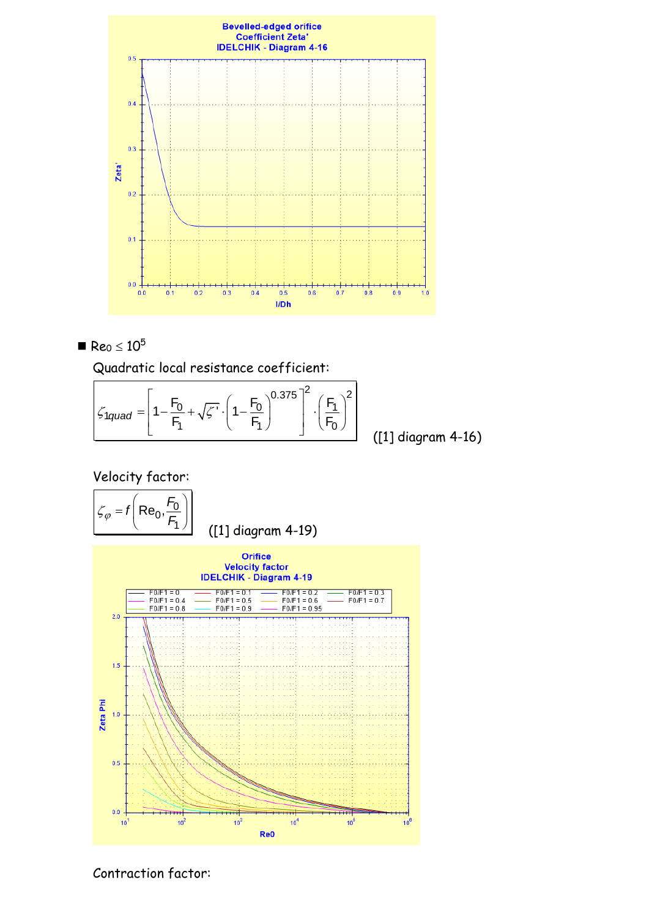■ $Re_0 \leq 10^5$

Quadratic local resistance coefficient:

$$\zeta_{1quad} = \left[1 - \frac{F_0}{F_1} + \sqrt{\zeta'} \cdot \left(1 - \frac{F_0}{F_1}\right)^{0.375}\right]^2 \cdot \left(\frac{F_1}{F_0}\right)^2$$

([1] diagram 4-16)

Velocity factor:

$$\zeta_\varphi = f\left(Re_0, \frac{F_0}{F_1}\right)$$

([1] diagram 4-19)

Contraction factor: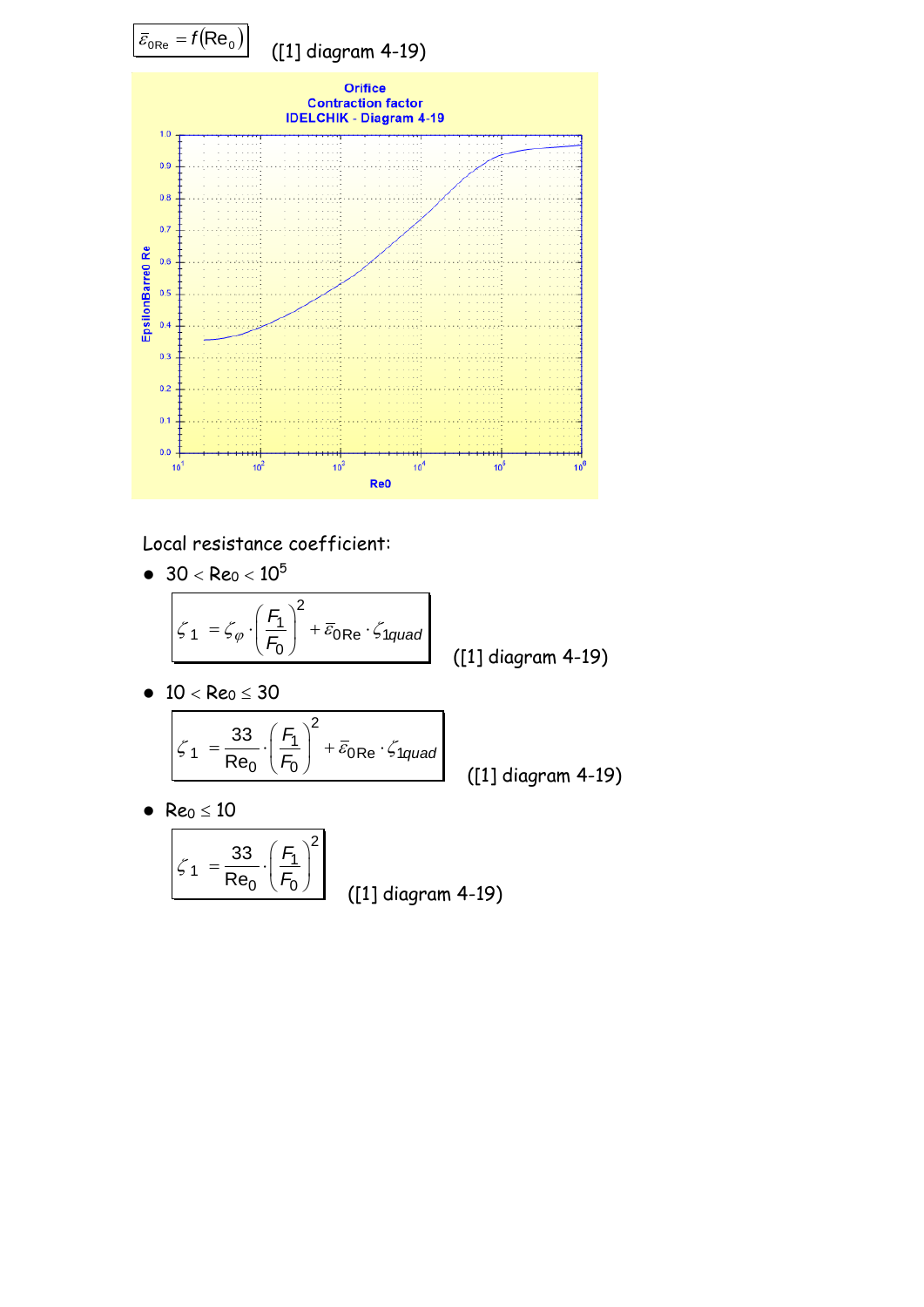$\bar{\varepsilon}_{0\text{Re}} = f(\text{Re}_0)$ ([1] diagram 4-19)

Orifice
Contraction factor
IDELCHIK - Diagram 4-19

Local resistance coefficient:

- $30 < \text{Re}_0 < 10^5$

$$\zeta_1 = \zeta_\varphi \cdot \left(\frac{F_1}{F_0}\right)^2 + \bar{\varepsilon}_{0\text{Re}} \cdot \zeta_{1quad}$$

([1] diagram 4-19)

- $10 < \text{Re}_0 \leq 30$

$$\zeta_1 = \frac{33}{\text{Re}_0} \cdot \left(\frac{F_1}{F_0}\right)^2 + \bar{\varepsilon}_{0\text{Re}} \cdot \zeta_{1quad}$$

([1] diagram 4-19)

- $\text{Re}_0 \leq 10$

$$\zeta_1 = \frac{33}{\text{Re}_0} \cdot \left(\frac{F_1}{F_0}\right)^2$$

([1] diagram 4-19)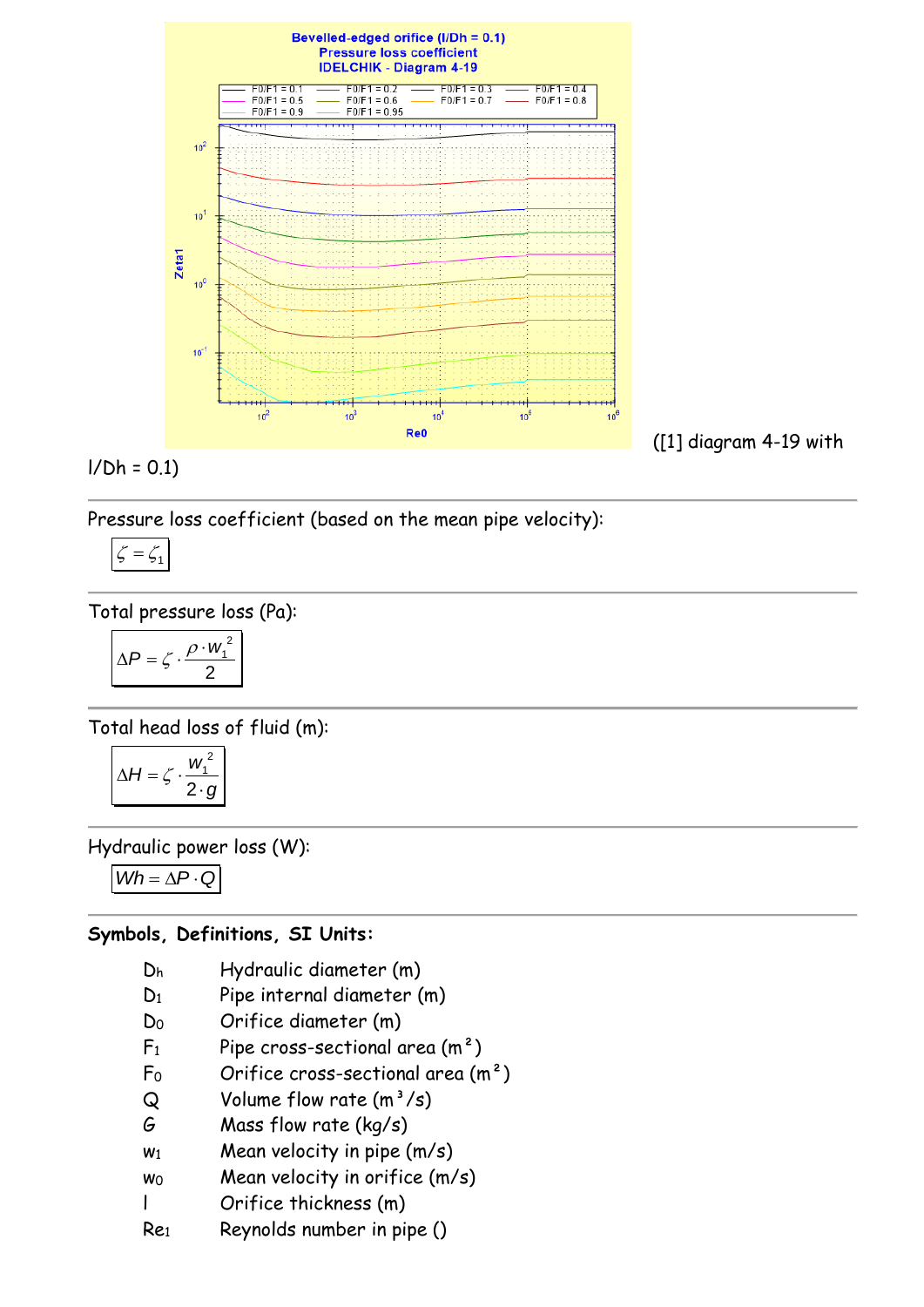([1] diagram 4-19 with l/Dh = 0.1)

---

Pressure loss coefficient (based on the mean pipe velocity):

$$\zeta = \zeta_1$$

---

Total pressure loss (Pa):

$$\Delta P = \zeta \cdot \frac{\rho \cdot w_1^2}{2}$$

---

Total head loss of fluid (m):

$$\Delta H = \zeta \cdot \frac{w_1^2}{2 \cdot g}$$

---

Hydraulic power loss (W):

$$Wh = \Delta P \cdot Q$$

---

**Symbols, Definitions, SI Units:**

- $D_h$ Hydraulic diameter (m)
- $D_1$ Pipe internal diameter (m)
- $D_0$ Orifice diameter (m)
- $F_1$ Pipe cross-sectional area (m²)
- $F_0$ Orifice cross-sectional area (m²)
- $Q$ Volume flow rate (m³/s)
- $G$ Mass flow rate (kg/s)
- $w_1$ Mean velocity in pipe (m/s)
- $w_0$ Mean velocity in orifice (m/s)
- $l$ Orifice thickness (m)
- $Re_1$ Reynolds number in pipe ()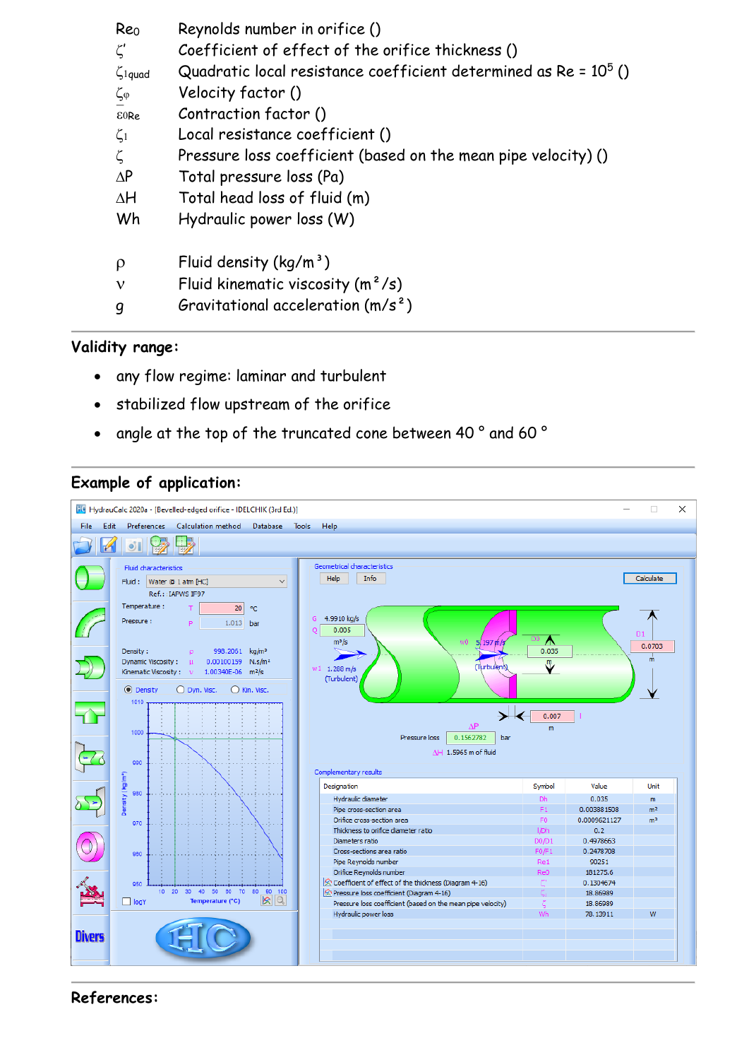| | |
|---|---|
| $Re_0$ | Reynolds number in orifice () |
| $\zeta'$ | Coefficient of effect of the orifice thickness () |
| $\zeta_{1quad}$ | Quadratic local resistance coefficient determined as Re = $10^5$ () |
| $\zeta_\varphi$ | Velocity factor () |
| $\varepsilon_{0Re}$ | Contraction factor () |
| $\zeta_1$ | Local resistance coefficient () |
| $\zeta$ | Pressure loss coefficient (based on the mean pipe velocity) () |
| $\Delta P$ | Total pressure loss (Pa) |
| $\Delta H$ | Total head loss of fluid (m) |
| Wh | Hydraulic power loss (W) |
| | |
| $\rho$ | Fluid density (kg/m³) |
| $\nu$ | Fluid kinematic viscosity (m²/s) |
| g | Gravitational acceleration (m/s²) |

## Validity range:

- any flow regime: laminar and turbulent
- stabilized flow upstream of the orifice
- angle at the top of the truncated cone between 40 ° and 60 °

## Example of application:

HydrauCalc 2020a - [Bevelled-edged orifice - IDELCHIK (3rd Ed.)]

File Edit Preferences Calculation method Database Tools Help

Fluid characteristics
Fluid : Water @ 1 atm [HC]
Ref.: IAPWS IF97
Temperature : T 20 °C
Pressure : P 1.013 bar
Density : ρ 998.2061 kg/m³
Dynamic Viscosity : μ 0.00100159 N.s/m²
Kinematic Viscosity : ν 1.00340E-06 m²/s

Geometrical characteristics
G 4.9910 kg/s
Q 0.005 m³/s
w0 5.197 m/s (Turbulent)
w1 1.288 m/s (Turbulent)
D0 0.035 m
D1 0.0703 m
l 0.007 m
ΔP Pressure loss 0.1562782 bar
ΔH 1.5965 m of fluid

Complementary results

| Designation | Symbol | Value | Unit |
|---|---|---|---|
| Hydraulic diameter | Dh | 0.035 | m |
| Pipe cross-section area | F1 | 0.003881508 | m² |
| Orifice cross-section area | F0 | 0.0009621127 | m² |
| Thickness to orifice diameter ratio | l/Dh | 0.2 | |
| Diameters ratio | D0/D1 | 0.4978663 | |
| Cross-sections area ratio | F0/F1 | 0.2478708 | |
| Pipe Reynolds number | Re1 | 90251 | |
| Orifice Reynolds number | Re0 | 181275.6 | |
| Coefficient of effect of the thickness (Diagram 4-16) | ζ' | 0.1304674 | |
| Pressure loss coefficient (Diagram 4-16) | ζ1 | 18.86989 | |
| Pressure loss coefficient (based on the mean pipe velocity) | ζ | 18.86989 | |
| Hydraulic power loss | Wh | 78.13911 | W |

## References: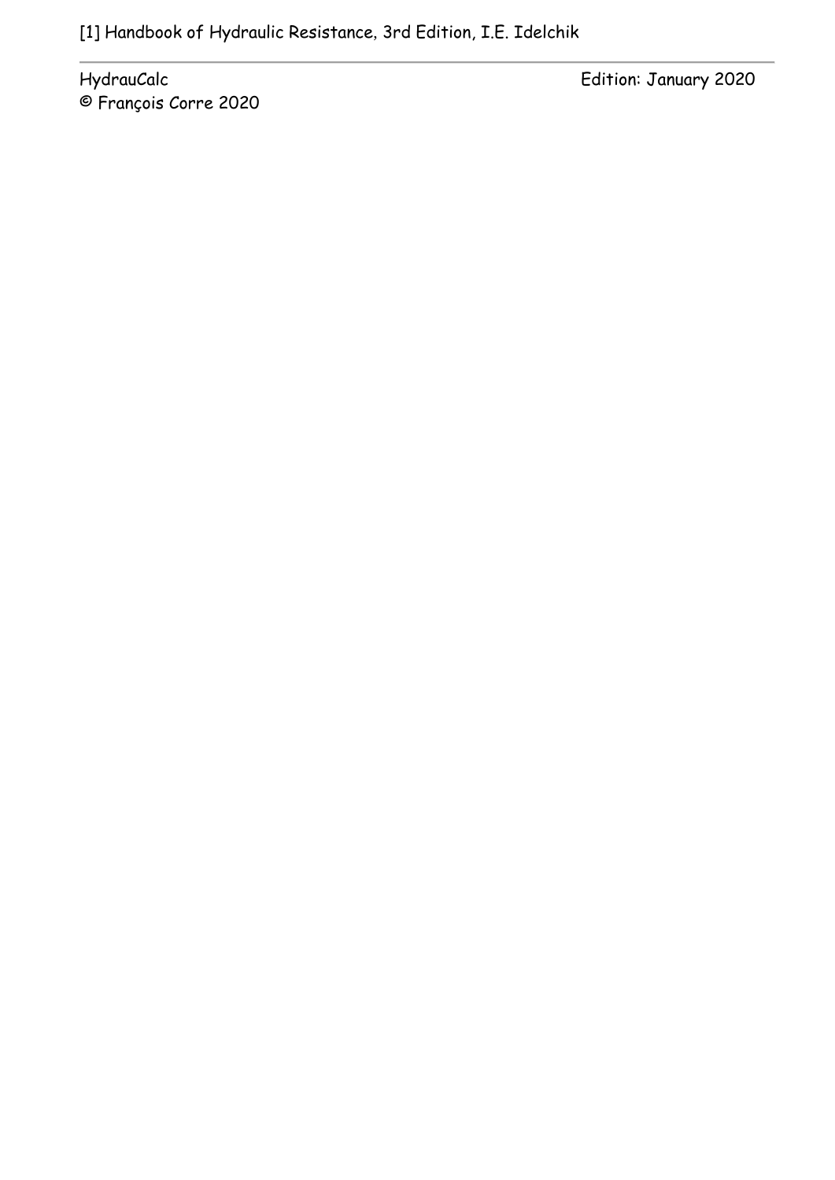[1] Handbook of Hydraulic Resistance, 3rd Edition, I.E. Idelchik